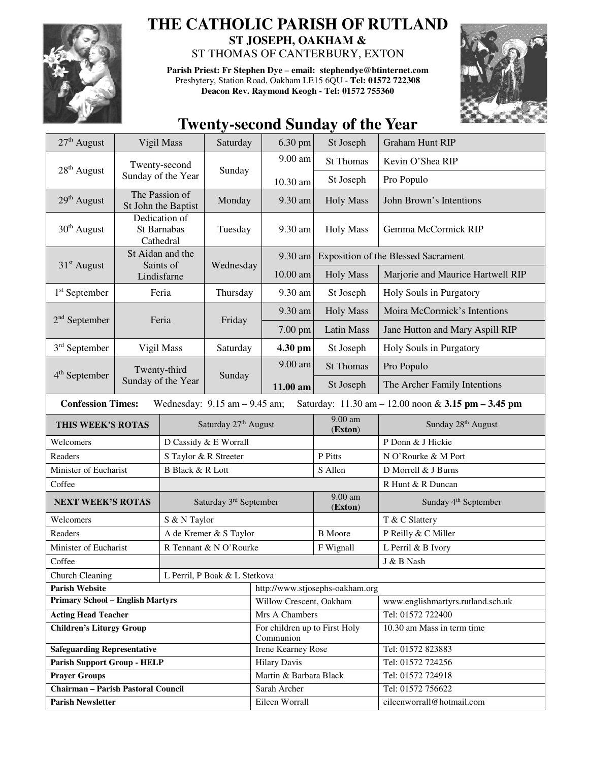# THE CATHOLIC PARISH OF RUTLAND

## ST JOSEPH, OAKHAM &

## ST THOMAS OF CANTERBURY, EXTON

**Parish Priest: Fr Stephen Dye – email: stephendye@btinternet.com**
Presbytery, Station Road, Oakham LE15 6QU - **Tel: 01572 722308**
**Deacon Rev. Raymond Keogh - Tel: 01572 755360**

# Twenty-second Sunday of the Year

| Date | Day | | Time | Place | Intention |
|---|---|---|---|---|---|
| 27th August | Vigil Mass | Saturday | 6.30 pm | St Joseph | Graham Hunt RIP |
| 28th August | Twenty-second Sunday of the Year | Sunday | 9.00 am | St Thomas | Kevin O'Shea RIP |
| | | | 10.30 am | St Joseph | Pro Populo |
| 29th August | The Passion of St John the Baptist | Monday | 9.30 am | Holy Mass | John Brown's Intentions |
| 30th August | Dedication of St Barnabas Cathedral | Tuesday | 9.30 am | Holy Mass | Gemma McCormick RIP |
| 31st August | St Aidan and the Saints of Lindisfarne | Wednesday | 9.30 am | Exposition of the Blessed Sacrament | |
| | | | 10.00 am | Holy Mass | Marjorie and Maurice Hartwell RIP |
| 1st September | Feria | Thursday | 9.30 am | St Joseph | Holy Souls in Purgatory |
| 2nd September | Feria | Friday | 9.30 am | Holy Mass | Moira McCormick's Intentions |
| | | | 7.00 pm | Latin Mass | Jane Hutton and Mary Aspill RIP |
| 3rd September | Vigil Mass | Saturday | **4.30 pm** | St Joseph | Holy Souls in Purgatory |
| 4th September | Twenty-third Sunday of the Year | Sunday | 9.00 am | St Thomas | Pro Populo |
| | | | **11.00 am** | St Joseph | The Archer Family Intentions |

**Confession Times:** Wednesday: 9.15 am – 9.45 am; Saturday: 11.30 am – 12.00 noon & **3.15 pm – 3.45 pm**

| **THIS WEEK'S ROTAS** | Saturday 27th August | 9.00 am (**Exton**) | Sunday 28th August |
|---|---|---|---|
| Welcomers | D Cassidy & E Worrall | | P Donn & J Hickie |
| Readers | S Taylor & R Streeter | P Pitts | N O'Rourke & M Port |
| Minister of Eucharist | B Black & R Lott | S Allen | D Morrell & J Burns |
| Coffee | | | R Hunt & R Duncan |
| **NEXT WEEK'S ROTAS** | Saturday 3rd September | 9.00 am (**Exton**) | Sunday 4th September |
| Welcomers | S & N Taylor | | T & C Slattery |
| Readers | A de Kremer & S Taylor | B Moore | P Reilly & C Miller |
| Minister of Eucharist | R Tennant & N O'Rourke | F Wignall | L Perril & B Ivory |
| Coffee | | | J & B Nash |
| Church Cleaning | L Perril, P Boak & L Stetkova | | |

| | | |
|---|---|---|
| **Parish Website** | http://www.stjosephs-oakham.org | |
| **Primary School – English Martyrs** | Willow Crescent, Oakham | www.englishmartyrs.rutland.sch.uk |
| **Acting Head Teacher** | Mrs A Chambers | Tel: 01572 722400 |
| **Children's Liturgy Group** | For children up to First Holy Communion | 10.30 am Mass in term time |
| **Safeguarding Representative** | Irene Kearney Rose | Tel: 01572 823883 |
| **Parish Support Group - HELP** | Hilary Davis | Tel: 01572 724256 |
| **Prayer Groups** | Martin & Barbara Black | Tel: 01572 724918 |
| **Chairman – Parish Pastoral Council** | Sarah Archer | Tel: 01572 756622 |
| **Parish Newsletter** | Eileen Worrall | eileenworrall@hotmail.com |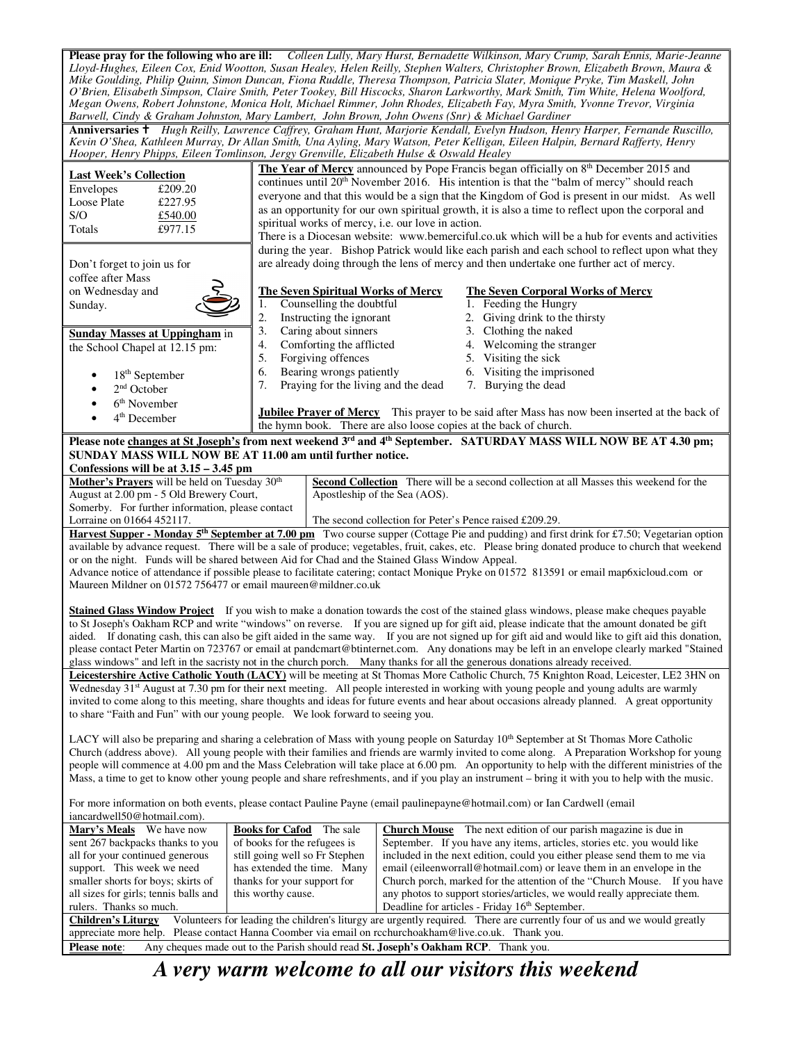**Please pray for the following who are ill:** *Colleen Lully, Mary Hurst, Bernadette Wilkinson, Mary Crump, Sarah Ennis, Marie-Jeanne Lloyd-Hughes, Eileen Cox, Enid Wootton, Susan Healey, Helen Reilly, Stephen Walters, Christopher Brown, Elizabeth Brown, Maura & Mike Goulding, Philip Quinn, Simon Duncan, Fiona Ruddle, Theresa Thompson, Patricia Slater, Monique Pryke, Tim Maskell, John O'Brien, Elisabeth Simpson, Claire Smith, Peter Tookey, Bill Hiscocks, Sharon Larkworthy, Mark Smith, Tim White, Helena Woolford, Megan Owens, Robert Johnstone, Monica Holt, Michael Rimmer, John Rhodes, Elizabeth Fay, Myra Smith, Yvonne Trevor, Virginia Barwell, Cindy & Graham Johnston, Mary Lambert, John Brown, John Owens (Snr) & Michael Gardiner*

**Anniversaries ✝** *Hugh Reilly, Lawrence Caffrey, Graham Hunt, Marjorie Kendall, Evelyn Hudson, Henry Harper, Fernande Ruscillo, Kevin O'Shea, Kathleen Murray, Dr Allan Smith, Una Ayling, Mary Watson, Peter Kelligan, Eileen Halpin, Bernard Rafferty, Henry Hooper, Henry Phipps, Eileen Tomlinson, Jergy Grenville, Elizabeth Hulse & Oswald Healey*

**Last Week's Collection**

| | |
|---|---|
| Envelopes | £209.20 |
| Loose Plate | £227.95 |
| S/O | £540.00 |
| Totals | £977.15 |

Don't forget to join us for coffee after Mass on Wednesday and Sunday.

**Sunday Masses at Uppingham** in the School Chapel at 12.15 pm:

- 18th September
- 2nd October
- 6th November
- 4th December

**The Year of Mercy** announced by Pope Francis began officially on 8th December 2015 and continues until 20th November 2016. His intention is that the "balm of mercy" should reach everyone and that this would be a sign that the Kingdom of God is present in our midst. As well as an opportunity for our own spiritual growth, it is also a time to reflect upon the corporal and spiritual works of mercy, i.e. our love in action.
There is a Diocesan website: www.bemerciful.co.uk which will be a hub for events and activities during the year. Bishop Patrick would like each parish and each school to reflect upon what they are already doing through the lens of mercy and then undertake one further act of mercy.

**The Seven Spiritual Works of Mercy**

1. Counselling the doubtful
2. Instructing the ignorant
3. Caring about sinners
4. Comforting the afflicted
5. Forgiving offences
6. Bearing wrongs patiently
7. Praying for the living and the dead

**The Seven Corporal Works of Mercy**

1. Feeding the Hungry
2. Giving drink to the thirsty
3. Clothing the naked
4. Welcoming the stranger
5. Visiting the sick
6. Visiting the imprisoned
7. Burying the dead

**Jubilee Prayer of Mercy** This prayer to be said after Mass has now been inserted at the back of the hymn book. There are also loose copies at the back of church.

**Please note changes at St Joseph's from next weekend 3rd and 4th September. SATURDAY MASS WILL NOW BE AT 4.30 pm; SUNDAY MASS WILL NOW BE AT 11.00 am until further notice.**
**Confessions will be at 3.15 – 3.45 pm**

**Mother's Prayers** will be held on Tuesday 30th August at 2.00 pm - 5 Old Brewery Court, Somerby. For further information, please contact Lorraine on 01664 452117.

**Second Collection** There will be a second collection at all Masses this weekend for the Apostleship of the Sea (AOS).

The second collection for Peter's Pence raised £209.29.

**Harvest Supper - Monday 5th September at 7.00 pm** Two course supper (Cottage Pie and pudding) and first drink for £7.50; Vegetarian option available by advance request. There will be a sale of produce; vegetables, fruit, cakes, etc. Please bring donated produce to church that weekend or on the night. Funds will be shared between Aid for Chad and the Stained Glass Window Appeal.
Advance notice of attendance if possible please to facilitate catering; contact Monique Pryke on 01572 813591 or email map6xicloud.com or Maureen Mildner on 01572 756477 or email maureen@mildner.co.uk

**Stained Glass Window Project** If you wish to make a donation towards the cost of the stained glass windows, please make cheques payable to St Joseph's Oakham RCP and write "windows" on reverse. If you are signed up for gift aid, please indicate that the amount donated be gift aided. If donating cash, this can also be gift aided in the same way. If you are not signed up for gift aid and would like to gift aid this donation, please contact Peter Martin on 723767 or email at pandcmart@btinternet.com. Any donations may be left in an envelope clearly marked "Stained glass windows" and left in the sacristy not in the church porch. Many thanks for all the generous donations already received.

**Leicestershire Active Catholic Youth (LACY)** will be meeting at St Thomas More Catholic Church, 75 Knighton Road, Leicester, LE2 3HN on Wednesday 31st August at 7.30 pm for their next meeting. All people interested in working with young people and young adults are warmly invited to come along to this meeting, share thoughts and ideas for future events and hear about occasions already planned. A great opportunity to share "Faith and Fun" with our young people. We look forward to seeing you.

LACY will also be preparing and sharing a celebration of Mass with young people on Saturday 10th September at St Thomas More Catholic Church (address above). All young people with their families and friends are warmly invited to come along. A Preparation Workshop for young people will commence at 4.00 pm and the Mass Celebration will take place at 6.00 pm. An opportunity to help with the different ministries of the Mass, a time to get to know other young people and share refreshments, and if you play an instrument – bring it with you to help with the music.

For more information on both events, please contact Pauline Payne (email paulinepayne@hotmail.com) or Ian Cardwell (email iancardwell50@hotmail.com).

**Mary's Meals** We have now sent 267 backpacks thanks to you all for your continued generous support. This week we need smaller shorts for boys; skirts of all sizes for girls; tennis balls and rulers. Thanks so much.

**Books for Cafod** The sale of books for the refugees is still going well so Fr Stephen has extended the time. Many thanks for your support for this worthy cause.

**Church Mouse** The next edition of our parish magazine is due in September. If you have any items, articles, stories etc. you would like included in the next edition, could you either please send them to me via email (eileenworrall@hotmail.com) or leave them in an envelope in the Church porch, marked for the attention of the "Church Mouse. If you have any photos to support stories/articles, we would really appreciate them. Deadline for articles - Friday 16th September.

**Children's Liturgy** Volunteers for leading the children's liturgy are urgently required. There are currently four of us and we would greatly appreciate more help. Please contact Hanna Coomber via email on rcchurchoakham@live.co.uk. Thank you.

**Please note**: Any cheques made out to the Parish should read **St. Joseph's Oakham RCP**. Thank you.

***A very warm welcome to all our visitors this weekend***